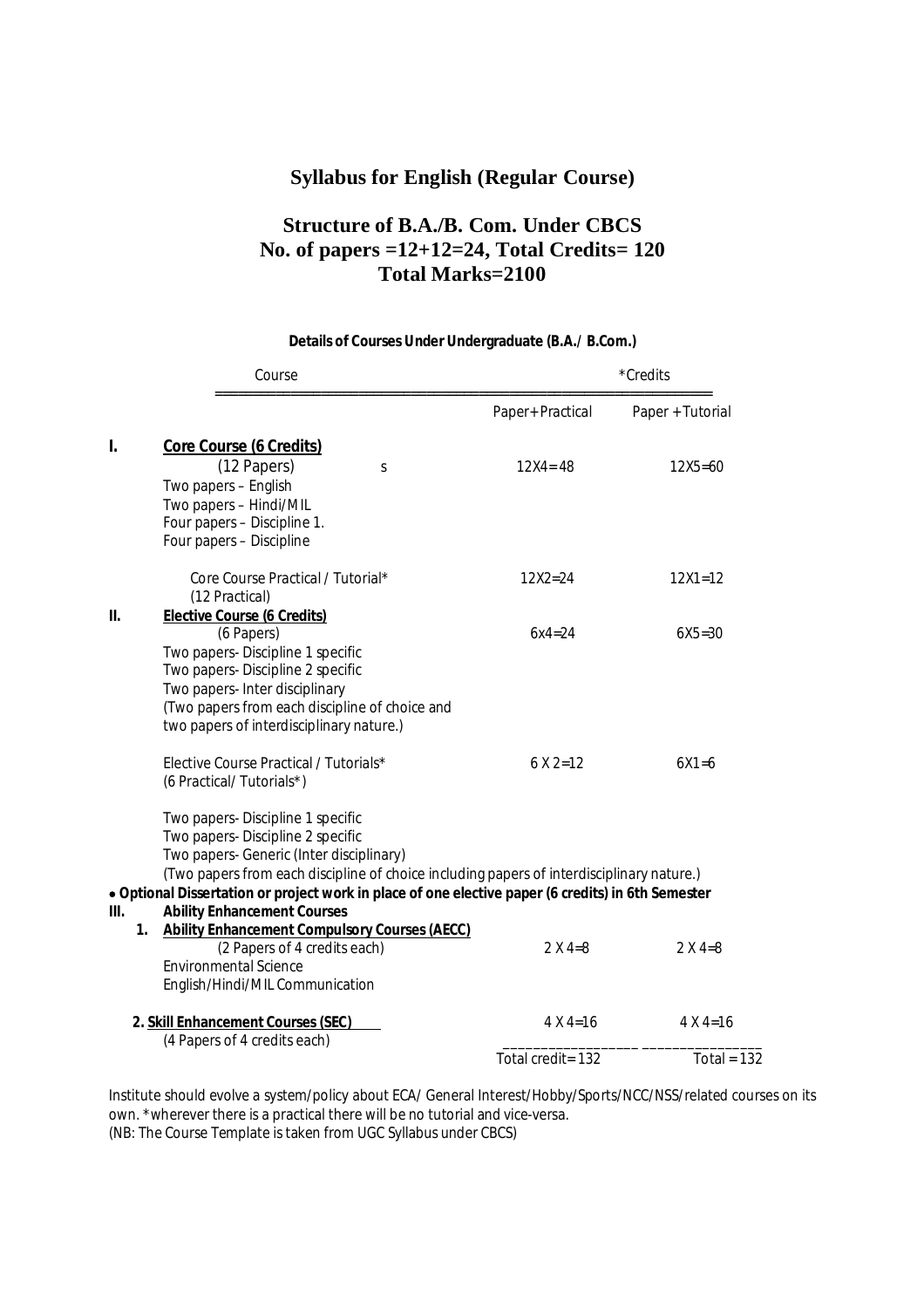# Syllabus for English (Regular Course)

## Structure of B.A./B. Com. Under CBCS
## No. of papers =12+12=24, Total Credits= 120
## Total Marks=2100

**Details of Courses Under Undergraduate (B.A./ B.Com.)**

| | Course | *Credits | |
|---|---|---|---|
| | | Paper+ Practical | Paper + Tutorial |
| **I.** | **Core Course (6 Credits)** | | |
| | (12 Papers) s | 12X4= 48 | 12X5=60 |
| | Two papers – English | | |
| | Two papers – Hindi/MIL | | |
| | Four papers – Discipline 1. | | |
| | Four papers – Discipline | | |
| | Core Course Practical / Tutorial* (12 Practical) | 12X2=24 | 12X1=12 |
| **II.** | **Elective Course (6 Credits)** | | |
| | (6 Papers) | 6x4=24 | 6X5=30 |
| | Two papers- Discipline 1 specific | | |
| | Two papers- Discipline 2 specific | | |
| | Two papers- Inter disciplinary | | |
| | (Two papers from each discipline of choice and two papers of interdisciplinary nature.) | | |
| | Elective Course Practical / Tutorials* (6 Practical/ Tutorials*) | 6 X 2=12 | 6X1=6 |
| | Two papers- Discipline 1 specific | | |
| | Two papers- Discipline 2 specific | | |
| | Two papers- Generic (Inter disciplinary) | | |
| | (Two papers from each discipline of choice including papers of interdisciplinary nature.) | | |
| | **• Optional Dissertation or project work in place of one elective paper (6 credits) in 6th Semester** | | |
| **III.** | **Ability Enhancement Courses** | | |
| | **1. Ability Enhancement Compulsory Courses (AECC)** | | |
| | (2 Papers of 4 credits each) | 2 X 4=8 | 2 X 4=8 |
| | Environmental Science | | |
| | English/Hindi/MIL Communication | | |
| | **2. Skill Enhancement Courses (SEC)** | 4 X 4=16 | 4 X 4=16 |
| | (4 Papers of 4 credits each) | | |
| | | Total credit= 132 | Total = 132 |

Institute should evolve a system/policy about ECA/ General Interest/Hobby/Sports/NCC/NSS/related courses on its own. *wherever there is a practical there will be no tutorial and vice-versa.
(NB: The Course Template is taken from UGC Syllabus under CBCS)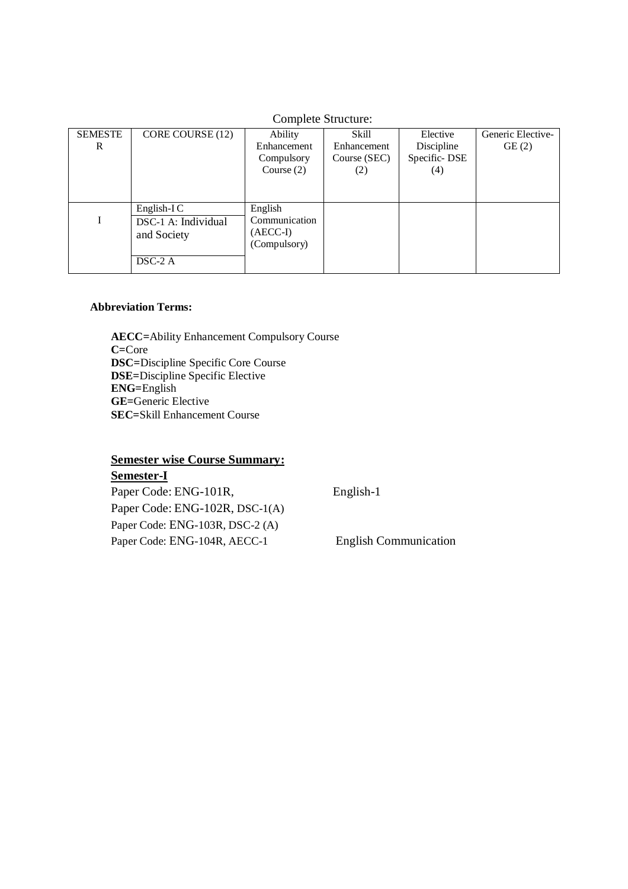Complete Structure:

| SEMESTER | CORE COURSE (12) | Ability Enhancement Compulsory Course (2) | Skill Enhancement Course (SEC) (2) | Elective Discipline Specific- DSE (4) | Generic Elective- GE (2) |
|---|---|---|---|---|---|
| I | English-I C<br>DSC-1 A: Individual and Society<br>DSC-2 A | English Communication (AECC-I) (Compulsory) | | | |

**Abbreviation Terms:**

**AECC=**Ability Enhancement Compulsory Course
**C=**Core
**DSC=**Discipline Specific Core Course
**DSE=**Discipline Specific Elective
**ENG=**English
**GE=**Generic Elective
**SEC=**Skill Enhancement Course

**Semester wise Course Summary:**

**Semester-I**

Paper Code: ENG-101R, English-1
Paper Code: ENG-102R, DSC-1(A)
Paper Code: ENG-103R, DSC-2 (A)
Paper Code: ENG-104R, AECC-1 English Communication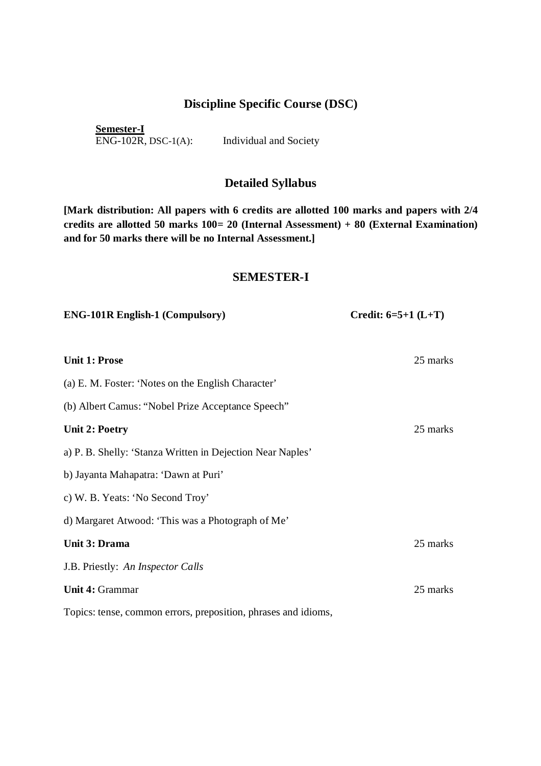## Discipline Specific Course (DSC)

**Semester-I**

ENG-102R, DSC-1(A): Individual and Society

## Detailed Syllabus

**[Mark distribution: All papers with 6 credits are allotted 100 marks and papers with 2/4 credits are allotted 50 marks 100= 20 (Internal Assessment) + 80 (External Examination) and for 50 marks there will be no Internal Assessment.]**

## SEMESTER-I

**ENG-101R English-1 (Compulsory)** **Credit: 6=5+1 (L+T)**

**Unit 1: Prose** 25 marks

(a) E. M. Foster: 'Notes on the English Character'

(b) Albert Camus: "Nobel Prize Acceptance Speech"

**Unit 2: Poetry** 25 marks

a) P. B. Shelly: 'Stanza Written in Dejection Near Naples'

b) Jayanta Mahapatra: 'Dawn at Puri'

c) W. B. Yeats: 'No Second Troy'

d) Margaret Atwood: 'This was a Photograph of Me'

**Unit 3: Drama** 25 marks

J.B. Priestly: *An Inspector Calls*

**Unit 4:** Grammar 25 marks

Topics: tense, common errors, preposition, phrases and idioms,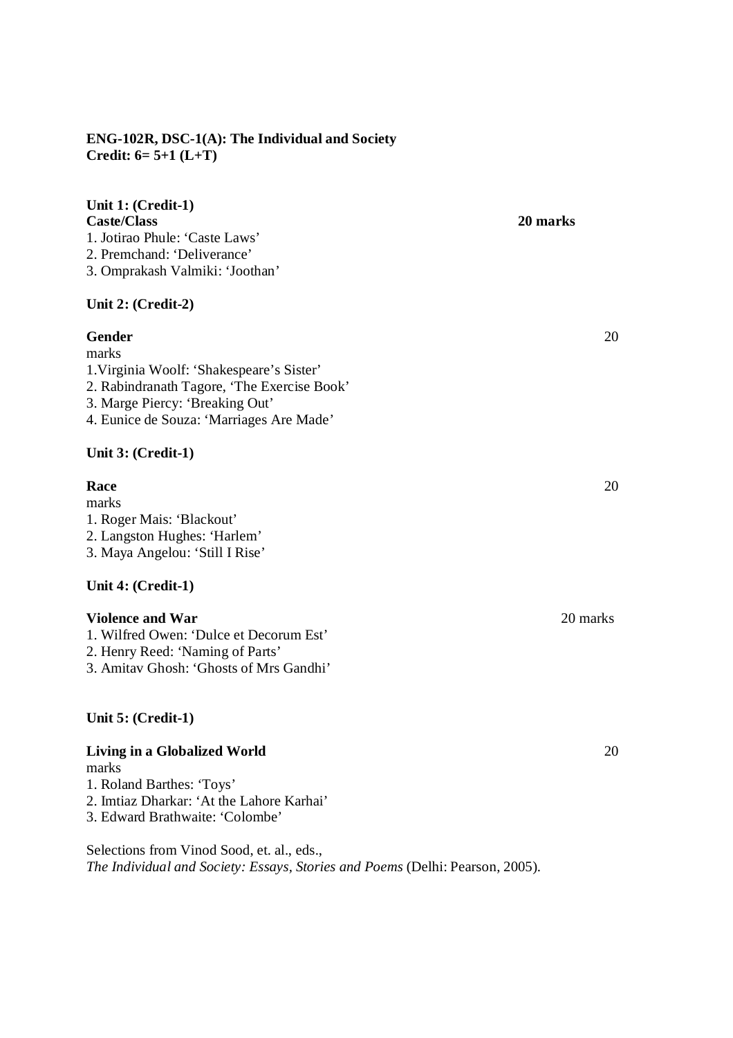**ENG-102R, DSC-1(A): The Individual and Society**
**Credit: 6= 5+1 (L+T)**

**Unit 1: (Credit-1)**
**Caste/Class** **20 marks**

1. Jotirao Phule: 'Caste Laws'
2. Premchand: 'Deliverance'
3. Omprakash Valmiki: 'Joothan'

**Unit 2: (Credit-2)**

**Gender** 20 marks

1. Virginia Woolf: 'Shakespeare's Sister'
2. Rabindranath Tagore, 'The Exercise Book'
3. Marge Piercy: 'Breaking Out'
4. Eunice de Souza: 'Marriages Are Made'

**Unit 3: (Credit-1)**

**Race** 20 marks

1. Roger Mais: 'Blackout'
2. Langston Hughes: 'Harlem'
3. Maya Angelou: 'Still I Rise'

**Unit 4: (Credit-1)**

**Violence and War** 20 marks

1. Wilfred Owen: 'Dulce et Decorum Est'
2. Henry Reed: 'Naming of Parts'
3. Amitav Ghosh: 'Ghosts of Mrs Gandhi'

**Unit 5: (Credit-1)**

**Living in a Globalized World** 20 marks

1. Roland Barthes: 'Toys'
2. Imtiaz Dharkar: 'At the Lahore Karhai'
3. Edward Brathwaite: 'Colombe'

Selections from Vinod Sood, et. al., eds.,
*The Individual and Society: Essays, Stories and Poems* (Delhi: Pearson, 2005).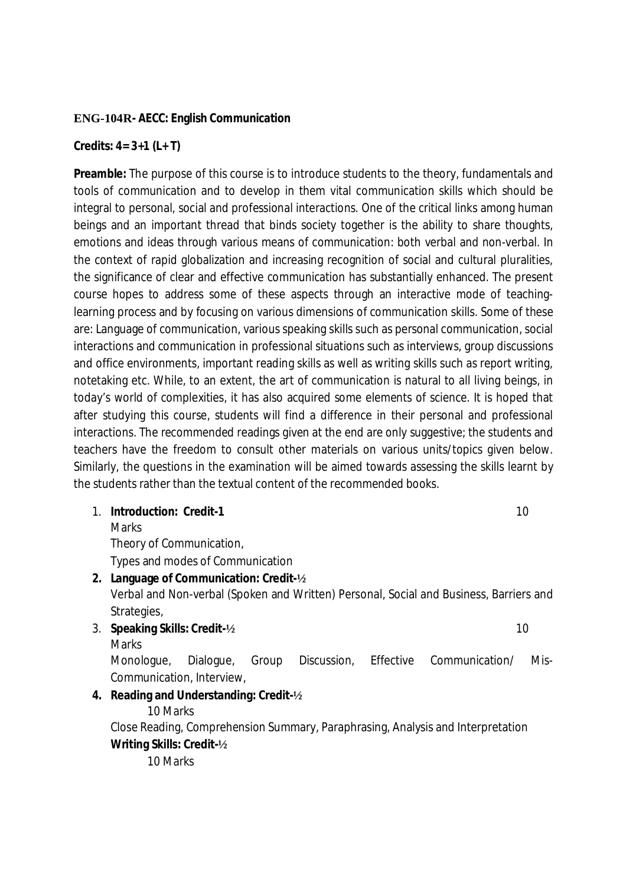**ENG-104R- AECC: English Communication**

**Credits: 4= 3+1 (L+ T)**

**Preamble:** The purpose of this course is to introduce students to the theory, fundamentals and tools of communication and to develop in them vital communication skills which should be integral to personal, social and professional interactions. One of the critical links among human beings and an important thread that binds society together is the ability to share thoughts, emotions and ideas through various means of communication: both verbal and non-verbal. In the context of rapid globalization and increasing recognition of social and cultural pluralities, the significance of clear and effective communication has substantially enhanced. The present course hopes to address some of these aspects through an interactive mode of teaching-learning process and by focusing on various dimensions of communication skills. Some of these are: Language of communication, various speaking skills such as personal communication, social interactions and communication in professional situations such as interviews, group discussions and office environments, important reading skills as well as writing skills such as report writing, notetaking etc. While, to an extent, the art of communication is natural to all living beings, in today's world of complexities, it has also acquired some elements of science. It is hoped that after studying this course, students will find a difference in their personal and professional interactions. The recommended readings given at the end are only suggestive; the students and teachers have the freedom to consult other materials on various units/topics given below. Similarly, the questions in the examination will be aimed towards assessing the skills learnt by the students rather than the textual content of the recommended books.

1. **Introduction: Credit-1** 10 Marks
   Theory of Communication,
   Types and modes of Communication
2. **Language of Communication: Credit-½**
   Verbal and Non-verbal (Spoken and Written) Personal, Social and Business, Barriers and Strategies,
3. **Speaking Skills: Credit-½** 10 Marks
   Monologue, Dialogue, Group Discussion, Effective Communication/ Mis-Communication, Interview,
4. **Reading and Understanding: Credit-½**
   10 Marks
   Close Reading, Comprehension Summary, Paraphrasing, Analysis and Interpretation
   **Writing Skills: Credit-½**
   10 Marks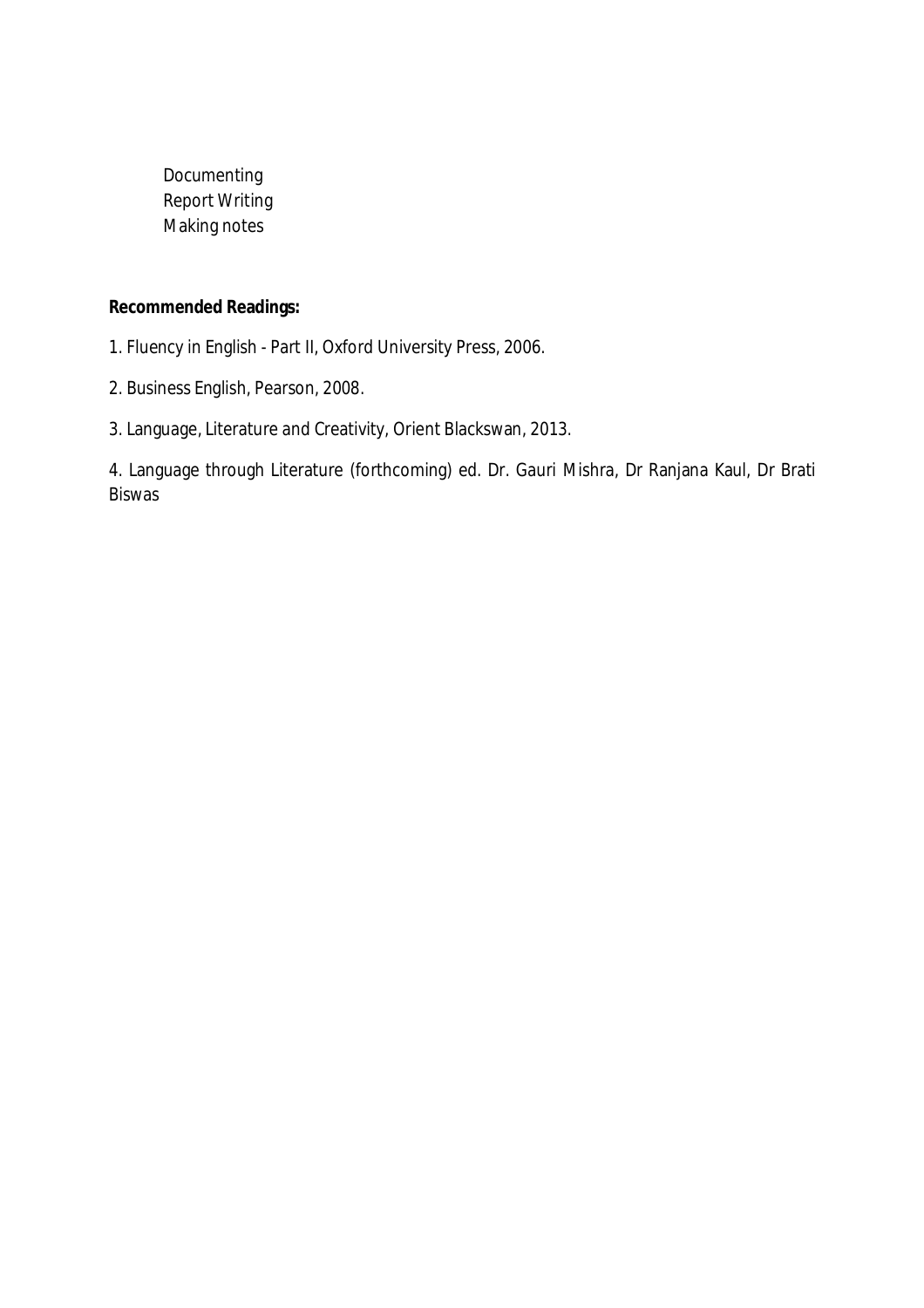Documenting
Report Writing
Making notes

**Recommended Readings:**

1. Fluency in English - Part II, Oxford University Press, 2006.

2. Business English, Pearson, 2008.

3. Language, Literature and Creativity, Orient Blackswan, 2013.

4. Language through Literature (forthcoming) ed. Dr. Gauri Mishra, Dr Ranjana Kaul, Dr Brati Biswas